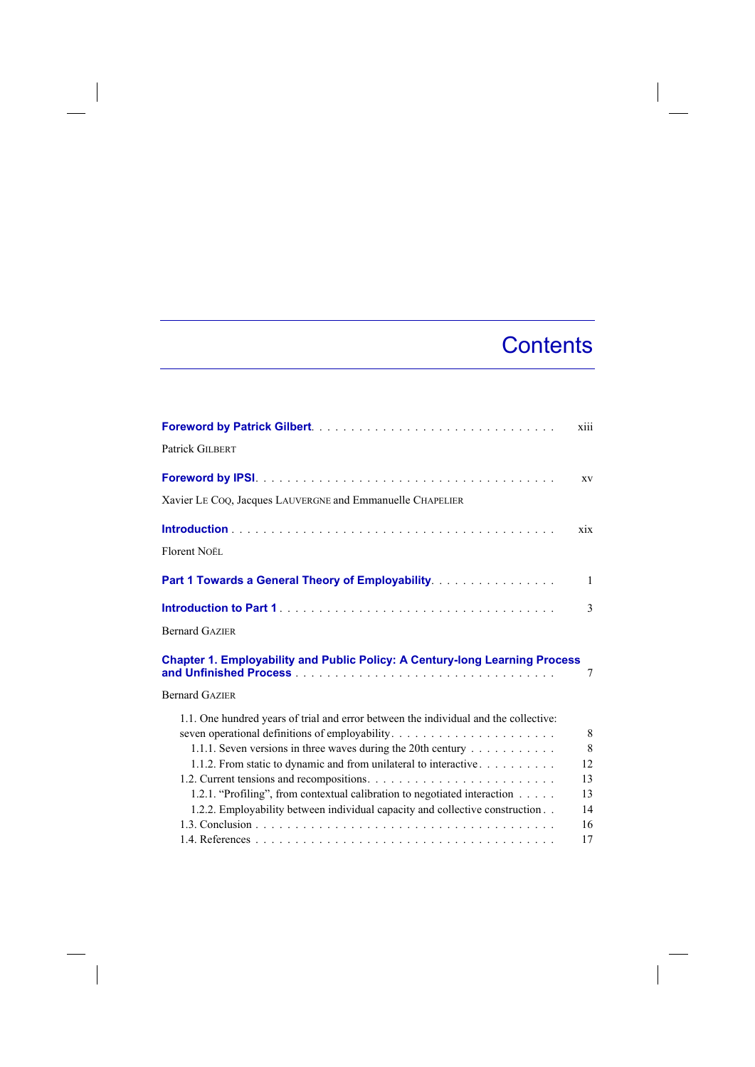# Contents

**Foreword by Patrick Gilbert** . . . . . . . . . . . . . . . . . . . . . . . . . . . . . xiii

Patrick GILBERT

**Foreword by IPSI** . . . . . . . . . . . . . . . . . . . . . . . . . . . . . . . . . . . xv

Xavier LE COQ, Jacques LAUVERGNE and Emmanuelle CHAPELIER

**Introduction** . . . . . . . . . . . . . . . . . . . . . . . . . . . . . . . . . . . . . . xix

Florent NOËL

**Part 1 Towards a General Theory of Employability** . . . . . . . . . . . . . . . . 1

**Introduction to Part 1** . . . . . . . . . . . . . . . . . . . . . . . . . . . . . . . . . 3

Bernard GAZIER

**Chapter 1. Employability and Public Policy: A Century-long Learning Process and Unfinished Process** . . . . . . . . . . . . . . . . . . . . . . . . . . . . . . . 7

Bernard GAZIER

- 1.1. One hundred years of trial and error between the individual and the collective: seven operational definitions of employability . . . . . . . . . . . . . . . . . . . . 8
  - 1.1.1. Seven versions in three waves during the 20th century . . . . . . . . . . . 8
  - 1.1.2. From static to dynamic and from unilateral to interactive . . . . . . . . . . 12
- 1.2. Current tensions and recompositions . . . . . . . . . . . . . . . . . . . . . . . 13
  - 1.2.1. "Profiling", from contextual calibration to negotiated interaction . . . . . 13
  - 1.2.2. Employability between individual capacity and collective construction . . 14
- 1.3. Conclusion . . . . . . . . . . . . . . . . . . . . . . . . . . . . . . . . . . . . . . 16
- 1.4. References . . . . . . . . . . . . . . . . . . . . . . . . . . . . . . . . . . . . . . 17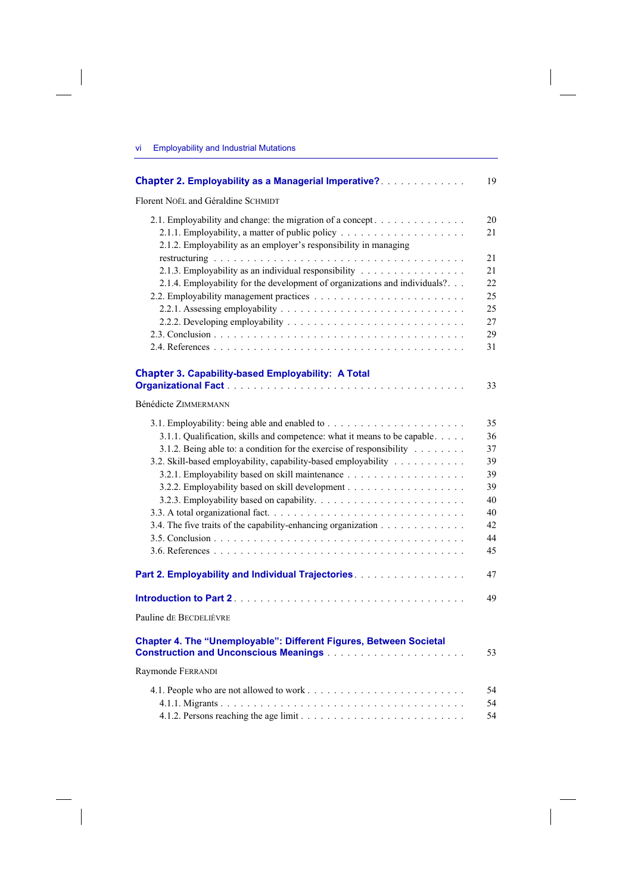**Chapter 2. Employability as a Managerial Imperative?** . . . . . . . . . . . . . 19

Florent NOËL and Géraldine SCHMIDT

- 2.1. Employability and change: the migration of a concept . . . . . . . . . . . . . 20
  - 2.1.1. Employability, a matter of public policy . . . . . . . . . . . . . . . . . . . 21
  - 2.1.2. Employability as an employer's responsibility in managing restructuring . . . . . . . . . . . . . . . . . . . . . . . . . . . . . . . . . . 21
  - 2.1.3. Employability as an individual responsibility . . . . . . . . . . . . . . . . 21
  - 2.1.4. Employability for the development of organizations and individuals? . . . 22
- 2.2. Employability management practices . . . . . . . . . . . . . . . . . . . . . 25
  - 2.2.1. Assessing employability . . . . . . . . . . . . . . . . . . . . . . . . . 25
  - 2.2.2. Developing employability . . . . . . . . . . . . . . . . . . . . . . . . 27
- 2.3. Conclusion . . . . . . . . . . . . . . . . . . . . . . . . . . . . . . . . . 29
- 2.4. References . . . . . . . . . . . . . . . . . . . . . . . . . . . . . . . . . 31

**Chapter 3. Capability-based Employability: A Total Organizational Fact** . . . . . . . . . . . . . . . . . . . . . . . . . . . . . . . . 33

Bénédicte ZIMMERMANN

- 3.1. Employability: being able and enabled to . . . . . . . . . . . . . . . . . . . 35
  - 3.1.1. Qualification, skills and competence: what it means to be capable . . . . . 36
  - 3.1.2. Being able to: a condition for the exercise of responsibility . . . . . . . . 37
- 3.2. Skill-based employability, capability-based employability . . . . . . . . . . 39
  - 3.2.1. Employability based on skill maintenance . . . . . . . . . . . . . . . . . 39
  - 3.2.2. Employability based on skill development . . . . . . . . . . . . . . . . . 39
  - 3.2.3. Employability based on capability. . . . . . . . . . . . . . . . . . . . . 40
- 3.3. A total organizational fact. . . . . . . . . . . . . . . . . . . . . . . . . . 40
- 3.4. The five traits of the capability-enhancing organization . . . . . . . . . . . 42
- 3.5. Conclusion . . . . . . . . . . . . . . . . . . . . . . . . . . . . . . . . . 44
- 3.6. References . . . . . . . . . . . . . . . . . . . . . . . . . . . . . . . . . 45

**Part 2. Employability and Individual Trajectories** . . . . . . . . . . . . . . . . . 47

**Introduction to Part 2** . . . . . . . . . . . . . . . . . . . . . . . . . . . . . . 49

Pauline DE BECDELIÈVRE

**Chapter 4. The "Unemployable": Different Figures, Between Societal Construction and Unconscious Meanings** . . . . . . . . . . . . . . . . . . . . . 53

Raymonde FERRANDI

- 4.1. People who are not allowed to work . . . . . . . . . . . . . . . . . . . . . 54
  - 4.1.1. Migrants . . . . . . . . . . . . . . . . . . . . . . . . . . . . . . . . . 54
  - 4.1.2. Persons reaching the age limit . . . . . . . . . . . . . . . . . . . . . . 54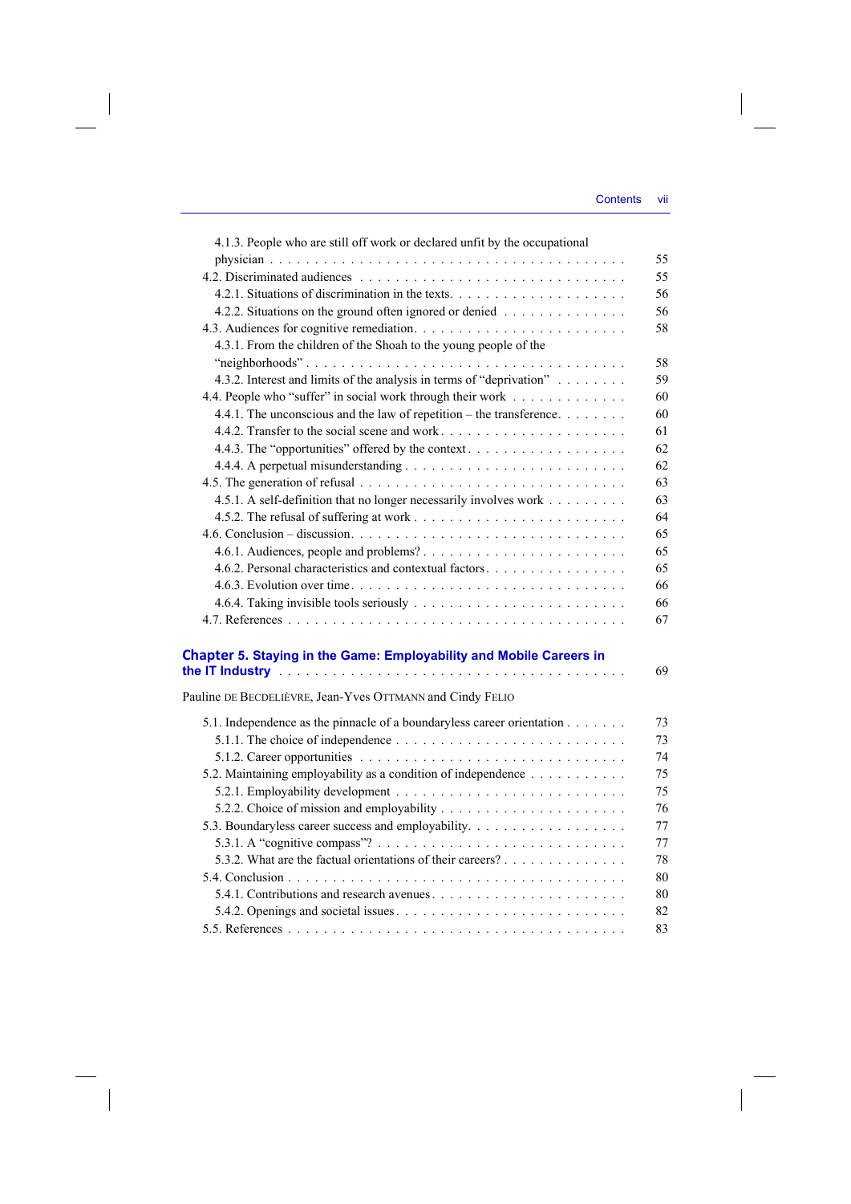4.1.3. People who are still off work or declared unfit by the occupational physician . . . . . . . . . . . . . . . . . . . . . . . . . . . . . . . . . . . . . 55
4.2. Discriminated audiences . . . . . . . . . . . . . . . . . . . . . . . . . . . . 55
4.2.1. Situations of discrimination in the texts. . . . . . . . . . . . . . . . . . . . 56
4.2.2. Situations on the ground often ignored or denied . . . . . . . . . . . . . . 56
4.3. Audiences for cognitive remediation. . . . . . . . . . . . . . . . . . . . . . . . 58
4.3.1. From the children of the Shoah to the young people of the "neighborhoods" . . . . . . . . . . . . . . . . . . . . . . . . . . . . . . . . . . . . 58
4.3.2. Interest and limits of the analysis in terms of "deprivation" . . . . . . . . 59
4.4. People who "suffer" in social work through their work . . . . . . . . . . . . . 60
4.4.1. The unconscious and the law of repetition – the transference. . . . . . . . 60
4.4.2. Transfer to the social scene and work . . . . . . . . . . . . . . . . . . . . . 61
4.4.3. The "opportunities" offered by the context . . . . . . . . . . . . . . . . . . 62
4.4.4. A perpetual misunderstanding . . . . . . . . . . . . . . . . . . . . . . . . . 62
4.5. The generation of refusal . . . . . . . . . . . . . . . . . . . . . . . . . . . . . 63
4.5.1. A self-definition that no longer necessarily involves work . . . . . . . . . 63
4.5.2. The refusal of suffering at work . . . . . . . . . . . . . . . . . . . . . . . . 64
4.6. Conclusion – discussion. . . . . . . . . . . . . . . . . . . . . . . . . . . . . . . 65
4.6.1. Audiences, people and problems? . . . . . . . . . . . . . . . . . . . . . . . 65
4.6.2. Personal characteristics and contextual factors . . . . . . . . . . . . . . . . 65
4.6.3. Evolution over time. . . . . . . . . . . . . . . . . . . . . . . . . . . . . . . 66
4.6.4. Taking invisible tools seriously . . . . . . . . . . . . . . . . . . . . . . . . 66
4.7. References . . . . . . . . . . . . . . . . . . . . . . . . . . . . . . . . . . . . . 67

**Chapter 5. Staying in the Game: Employability and Mobile Careers in the IT Industry** . . . . . . . . . . . . . . . . . . . . . . . . . . . . . . . . . . . . . 69

Pauline DE BECDELIÈVRE, Jean-Yves OTTMANN and Cindy FELIO

5.1. Independence as the pinnacle of a boundaryless career orientation . . . . . . . 73
5.1.1. The choice of independence . . . . . . . . . . . . . . . . . . . . . . . . . . 73
5.1.2. Career opportunities . . . . . . . . . . . . . . . . . . . . . . . . . . . . . . 74
5.2. Maintaining employability as a condition of independence . . . . . . . . . . . 75
5.2.1. Employability development . . . . . . . . . . . . . . . . . . . . . . . . . . 75
5.2.2. Choice of mission and employability . . . . . . . . . . . . . . . . . . . . . 76
5.3. Boundaryless career success and employability. . . . . . . . . . . . . . . . . . 77
5.3.1. A "cognitive compass"? . . . . . . . . . . . . . . . . . . . . . . . . . . . . 77
5.3.2. What are the factual orientations of their careers? . . . . . . . . . . . . . . 78
5.4. Conclusion . . . . . . . . . . . . . . . . . . . . . . . . . . . . . . . . . . . . . 80
5.4.1. Contributions and research avenues . . . . . . . . . . . . . . . . . . . . . . 80
5.4.2. Openings and societal issues . . . . . . . . . . . . . . . . . . . . . . . . . . 82
5.5. References . . . . . . . . . . . . . . . . . . . . . . . . . . . . . . . . . . . . . 83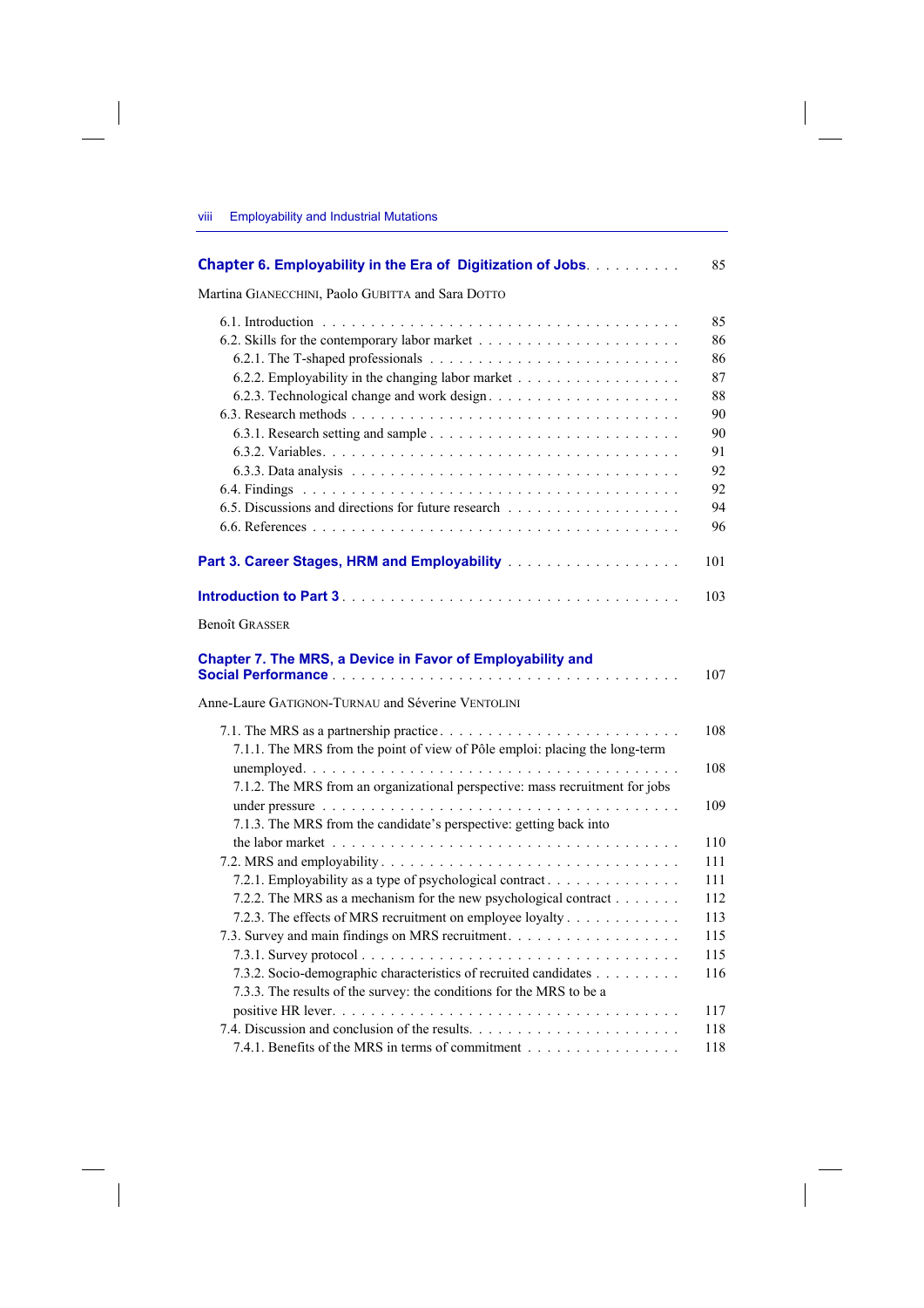**Chapter 6. Employability in the Era of Digitization of Jobs** . . . . . . . . . . 85

Martina GIANECCHINI, Paolo GUBITTA and Sara DOTTO

- 6.1. Introduction . . . . . . . . . . . . . . . . . . . . . . . . . . . . . . . . . . . . 85
- 6.2. Skills for the contemporary labor market . . . . . . . . . . . . . . . . . . . . . 86
  - 6.2.1. The T-shaped professionals . . . . . . . . . . . . . . . . . . . . . . . . 86
  - 6.2.2. Employability in the changing labor market . . . . . . . . . . . . . . . . 87
  - 6.2.3. Technological change and work design . . . . . . . . . . . . . . . . . . . 88
- 6.3. Research methods . . . . . . . . . . . . . . . . . . . . . . . . . . . . . . . . 90
  - 6.3.1. Research setting and sample . . . . . . . . . . . . . . . . . . . . . . . 90
  - 6.3.2. Variables . . . . . . . . . . . . . . . . . . . . . . . . . . . . . . . . . 91
  - 6.3.3. Data analysis . . . . . . . . . . . . . . . . . . . . . . . . . . . . . . . 92
- 6.4. Findings . . . . . . . . . . . . . . . . . . . . . . . . . . . . . . . . . . . . 92
- 6.5. Discussions and directions for future research . . . . . . . . . . . . . . . . . 94
- 6.6. References . . . . . . . . . . . . . . . . . . . . . . . . . . . . . . . . . . . 96

**Part 3. Career Stages, HRM and Employability** . . . . . . . . . . . . . . . . . 101

**Introduction to Part 3** . . . . . . . . . . . . . . . . . . . . . . . . . . . . . . 103

Benoît GRASSER

**Chapter 7. The MRS, a Device in Favor of Employability and Social Performance** . . . . . . . . . . . . . . . . . . . . . . . . . . . . . . . . . . 107

Anne-Laure GATIGNON-TURNAU and Séverine VENTOLINI

- 7.1. The MRS as a partnership practice . . . . . . . . . . . . . . . . . . . . . . . 108
  - 7.1.1. The MRS from the point of view of Pôle emploi: placing the long-term unemployed . . . . . . . . . . . . . . . . . . . . . . . . . . . . . . . . . . . . 108
  - 7.1.2. The MRS from an organizational perspective: mass recruitment for jobs under pressure . . . . . . . . . . . . . . . . . . . . . . . . . . . . . . . . . . 109
  - 7.1.3. The MRS from the candidate's perspective: getting back into the labor market . . . . . . . . . . . . . . . . . . . . . . . . . . . . . . . . . 110
- 7.2. MRS and employability . . . . . . . . . . . . . . . . . . . . . . . . . . . . . 111
  - 7.2.1. Employability as a type of psychological contract . . . . . . . . . . . . . 111
  - 7.2.2. The MRS as a mechanism for the new psychological contract . . . . . . . 112
  - 7.2.3. The effects of MRS recruitment on employee loyalty . . . . . . . . . . . 113
- 7.3. Survey and main findings on MRS recruitment . . . . . . . . . . . . . . . . . 115
  - 7.3.1. Survey protocol . . . . . . . . . . . . . . . . . . . . . . . . . . . . . . 115
  - 7.3.2. Socio-demographic characteristics of recruited candidates . . . . . . . . . 116
  - 7.3.3. The results of the survey: the conditions for the MRS to be a positive HR lever . . . . . . . . . . . . . . . . . . . . . . . . . . . . . . . . . . 117
- 7.4. Discussion and conclusion of the results . . . . . . . . . . . . . . . . . . . . 118
  - 7.4.1. Benefits of the MRS in terms of commitment . . . . . . . . . . . . . . . 118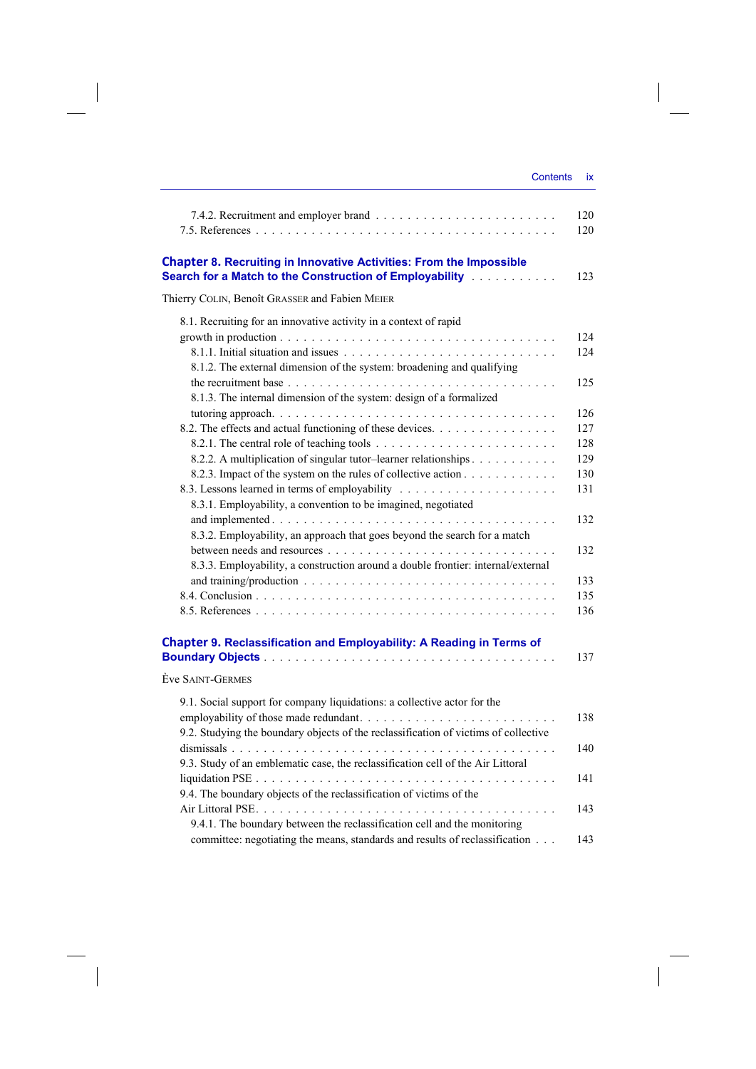7.4.2. Recruitment and employer brand . . . . . . . . . . . . . . . . . . . . . . . 120
7.5. References . . . . . . . . . . . . . . . . . . . . . . . . . . . . . . . . . . . . 120

**Chapter 8. Recruiting in Innovative Activities: From the Impossible Search for a Match to the Construction of Employability** . . . . . . . . . . . 123

Thierry COLIN, Benoît GRASSER and Fabien MEIER

8.1. Recruiting for an innovative activity in a context of rapid growth in production . . . . . . . . . . . . . . . . . . . . . . . . . . . . . . . . . 124
8.1.1. Initial situation and issues . . . . . . . . . . . . . . . . . . . . . . . . . 124
8.1.2. The external dimension of the system: broadening and qualifying the recruitment base . . . . . . . . . . . . . . . . . . . . . . . . . . . . . . 125
8.1.3. The internal dimension of the system: design of a formalized tutoring approach. . . . . . . . . . . . . . . . . . . . . . . . . . . . . . . . . 126
8.2. The effects and actual functioning of these devices. . . . . . . . . . . . . . . . 127
8.2.1. The central role of teaching tools . . . . . . . . . . . . . . . . . . . . . . 128
8.2.2. A multiplication of singular tutor–learner relationships . . . . . . . . . . . 129
8.2.3. Impact of the system on the rules of collective action . . . . . . . . . . . . 130
8.3. Lessons learned in terms of employability . . . . . . . . . . . . . . . . . . . 131
8.3.1. Employability, a convention to be imagined, negotiated and implemented . . . . . . . . . . . . . . . . . . . . . . . . . . . . . . . . . . 132
8.3.2. Employability, an approach that goes beyond the search for a match between needs and resources . . . . . . . . . . . . . . . . . . . . . . . . . . 132
8.3.3. Employability, a construction around a double frontier: internal/external and training/production . . . . . . . . . . . . . . . . . . . . . . . . . . . 133
8.4. Conclusion . . . . . . . . . . . . . . . . . . . . . . . . . . . . . . . . . . . 135
8.5. References . . . . . . . . . . . . . . . . . . . . . . . . . . . . . . . . . . . 136

**Chapter 9. Reclassification and Employability: A Reading in Terms of Boundary Objects** . . . . . . . . . . . . . . . . . . . . . . . . . . . . . . . 137

Ève SAINT-GERMES

9.1. Social support for company liquidations: a collective actor for the employability of those made redundant. . . . . . . . . . . . . . . . . . . . . . . 138
9.2. Studying the boundary objects of the reclassification of victims of collective dismissals . . . . . . . . . . . . . . . . . . . . . . . . . . . . . . . . . . . 140
9.3. Study of an emblematic case, the reclassification cell of the Air Littoral liquidation PSE . . . . . . . . . . . . . . . . . . . . . . . . . . . . . . . . . 141
9.4. The boundary objects of the reclassification of victims of the Air Littoral PSE. . . . . . . . . . . . . . . . . . . . . . . . . . . . . . . . . . . 143
9.4.1. The boundary between the reclassification cell and the monitoring committee: negotiating the means, standards and results of reclassification . . . 143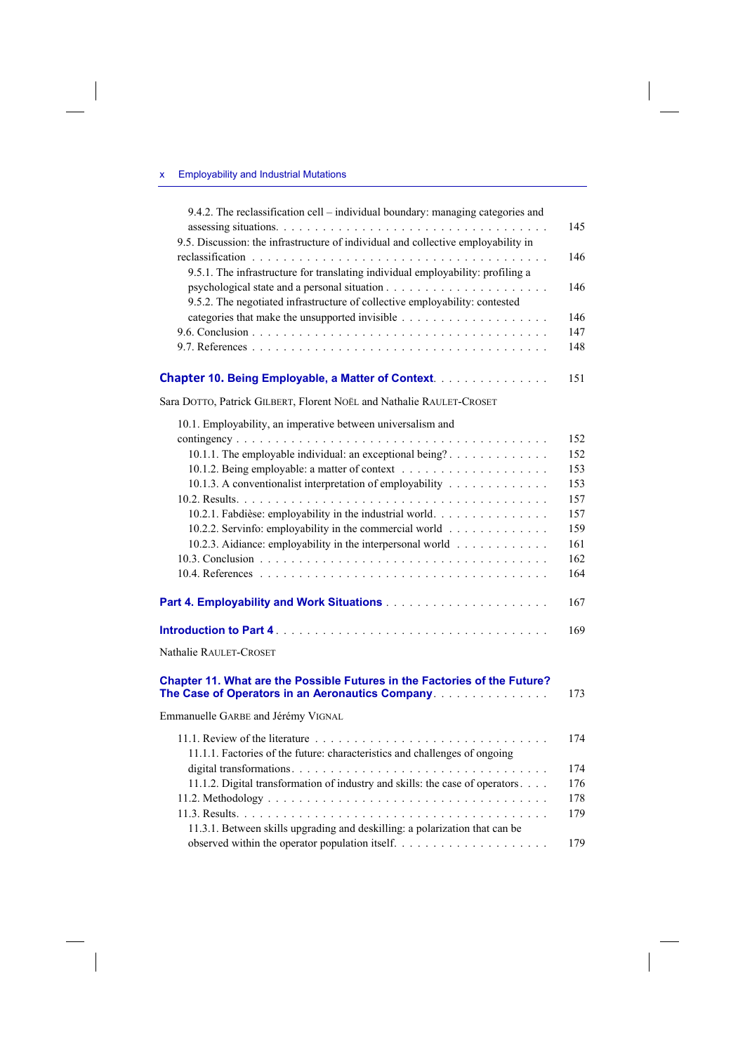9.4.2. The reclassification cell – individual boundary: managing categories and assessing situations . . . . . . . . . . 145

9.5. Discussion: the infrastructure of individual and collective employability in reclassification . . . . . . . . . . 146

9.5.1. The infrastructure for translating individual employability: profiling a psychological state and a personal situation . . . . . . . . . . 146

9.5.2. The negotiated infrastructure of collective employability: contested categories that make the unsupported invisible . . . . . . . . . . 146

9.6. Conclusion . . . . . . . . . . 147

9.7. References . . . . . . . . . . 148

**Chapter 10. Being Employable, a Matter of Context** . . . . . . . . . . 151

Sara DOTTO, Patrick GILBERT, Florent NOËL and Nathalie RAULET-CROSET

10.1. Employability, an imperative between universalism and contingency . . . . . . . . . . 152

10.1.1. The employable individual: an exceptional being? . . . . . . . . . . 152

10.1.2. Being employable: a matter of context . . . . . . . . . . 153

10.1.3. A conventionalist interpretation of employability . . . . . . . . . . 153

10.2. Results . . . . . . . . . . 157

10.2.1. Fabdièse: employability in the industrial world . . . . . . . . . . 157

10.2.2. Servinfo: employability in the commercial world . . . . . . . . . . 159

10.2.3. Aidiance: employability in the interpersonal world . . . . . . . . . . 161

10.3. Conclusion . . . . . . . . . . 162

10.4. References . . . . . . . . . . 164

**Part 4. Employability and Work Situations** . . . . . . . . . . 167

**Introduction to Part 4** . . . . . . . . . . 169

Nathalie RAULET-CROSET

**Chapter 11. What are the Possible Futures in the Factories of the Future? The Case of Operators in an Aeronautics Company** . . . . . . . . . . 173

Emmanuelle GARBE and Jérémy VIGNAL

11.1. Review of the literature . . . . . . . . . . 174

11.1.1. Factories of the future: characteristics and challenges of ongoing digital transformations . . . . . . . . . . 174

11.1.2. Digital transformation of industry and skills: the case of operators . . . . 176

11.2. Methodology . . . . . . . . . . 178

11.3. Results . . . . . . . . . . 179

11.3.1. Between skills upgrading and deskilling: a polarization that can be observed within the operator population itself . . . . . . . . . . 179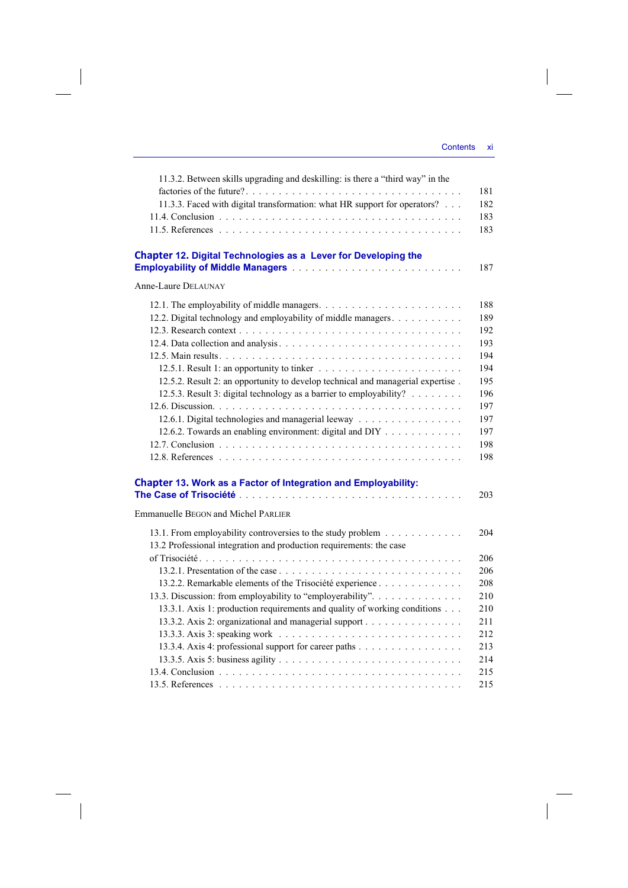11.3.2. Between skills upgrading and deskilling: is there a "third way" in the factories of the future? . . . 181
11.3.3. Faced with digital transformation: what HR support for operators? . . . 182
11.4. Conclusion . . . 183
11.5. References . . . 183

**Chapter 12. Digital Technologies as a Lever for Developing the Employability of Middle Managers** . . . 187

Anne-Laure DELAUNAY

12.1. The employability of middle managers . . . 188
12.2. Digital technology and employability of middle managers . . . 189
12.3. Research context . . . 192
12.4. Data collection and analysis . . . 193
12.5. Main results . . . 194
12.5.1. Result 1: an opportunity to tinker . . . 194
12.5.2. Result 2: an opportunity to develop technical and managerial expertise . 195
12.5.3. Result 3: digital technology as a barrier to employability? . . . 196
12.6. Discussion . . . 197
12.6.1. Digital technologies and managerial leeway . . . 197
12.6.2. Towards an enabling environment: digital and DIY . . . 197
12.7. Conclusion . . . 198
12.8. References . . . 198

**Chapter 13. Work as a Factor of Integration and Employability: The Case of Trisociété** . . . 203

Emmanuelle BEGON and Michel PARLIER

13.1. From employability controversies to the study problem . . . 204
13.2 Professional integration and production requirements: the case of Trisociété . . . 206
13.2.1. Presentation of the case . . . 206
13.2.2. Remarkable elements of the Trisociété experience . . . 208
13.3. Discussion: from employability to "employerability" . . . 210
13.3.1. Axis 1: production requirements and quality of working conditions . . . 210
13.3.2. Axis 2: organizational and managerial support . . . 211
13.3.3. Axis 3: speaking work . . . 212
13.3.4. Axis 4: professional support for career paths . . . 213
13.3.5. Axis 5: business agility . . . 214
13.4. Conclusion . . . 215
13.5. References . . . 215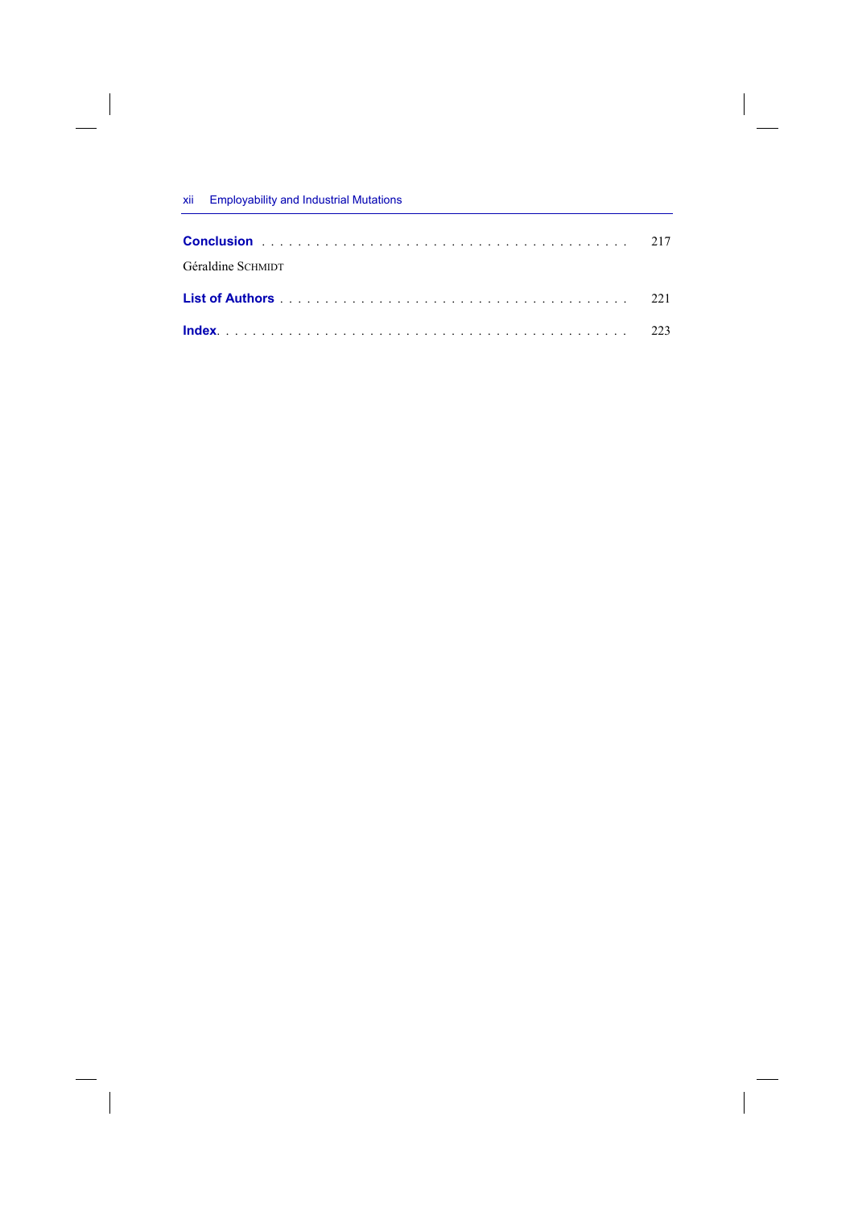**Conclusion** . . . . . . . . . . . . . . . . . . . . . . . . . . . . . . . . . . . . . . . 217

Géraldine SCHMIDT

**List of Authors** . . . . . . . . . . . . . . . . . . . . . . . . . . . . . . . . . . . . . 221

**Index** . . . . . . . . . . . . . . . . . . . . . . . . . . . . . . . . . . . . . . . . . . 223